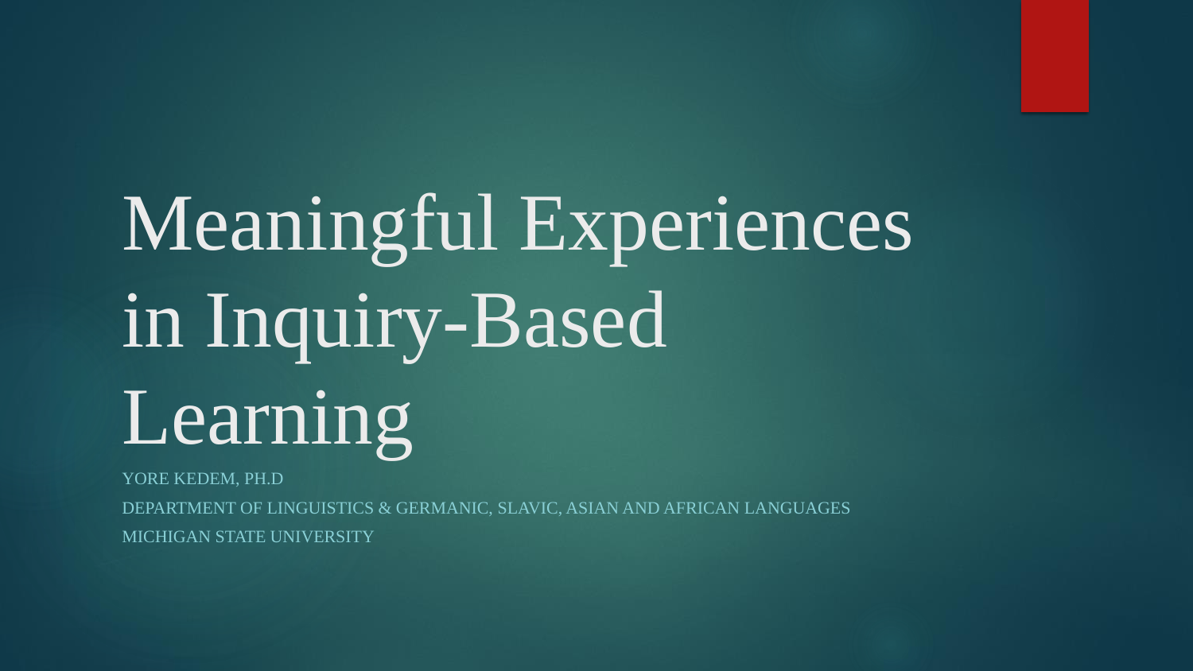# Meaningful Experiences in Inquiry-Based Learning

YORE KEDEM, PH.D

DEPARTMENT OF LINGUISTICS & GERMANIC, SLAVIC, ASIAN AND AFRICAN LANGUAGES

MICHIGAN STATE UNIVERSITY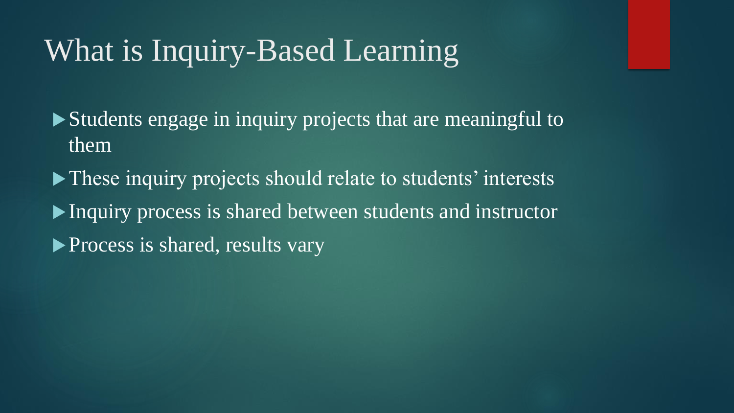# What is Inquiry-Based Learning

- Students engage in inquiry projects that are meaningful to them
- These inquiry projects should relate to students' interests
- Inquiry process is shared between students and instructor
- Process is shared, results vary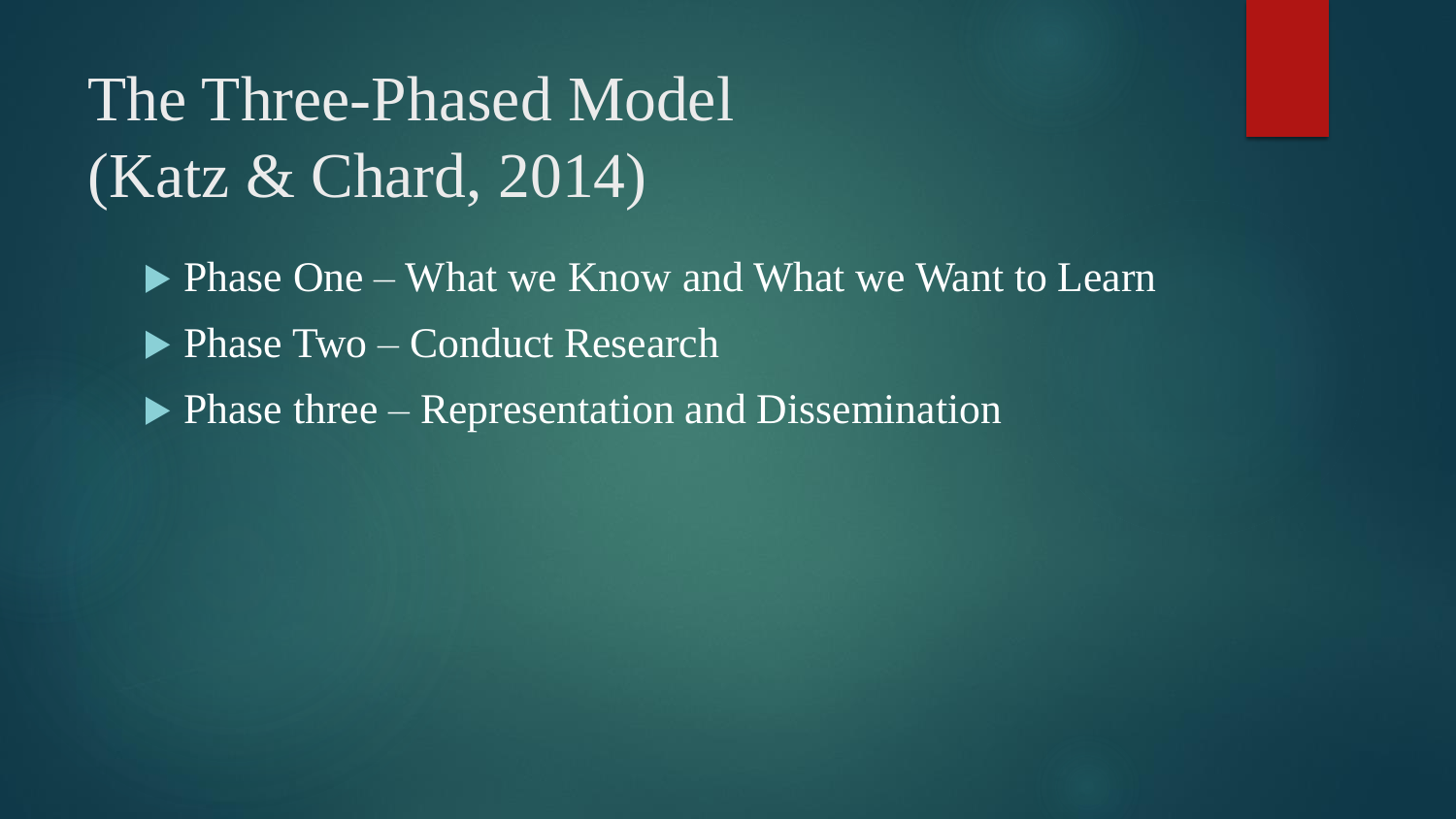# The Three-Phased Model (Katz & Chard, 2014)

- Phase One – What we Know and What we Want to Learn
- Phase Two – Conduct Research
- Phase three – Representation and Dissemination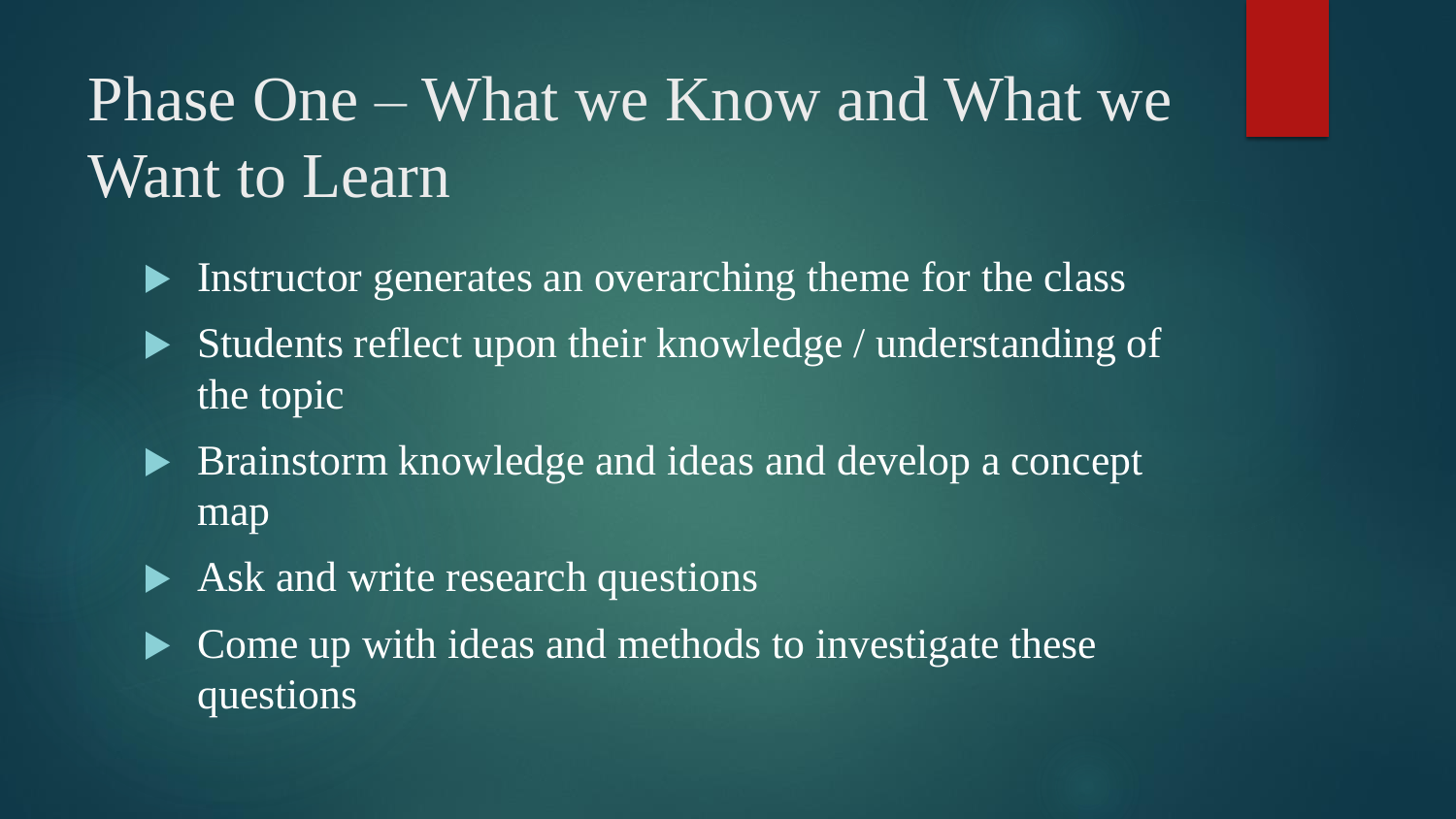# Phase One – What we Know and What we Want to Learn

- Instructor generates an overarching theme for the class
- Students reflect upon their knowledge / understanding of the topic
- Brainstorm knowledge and ideas and develop a concept map
- Ask and write research questions
- Come up with ideas and methods to investigate these questions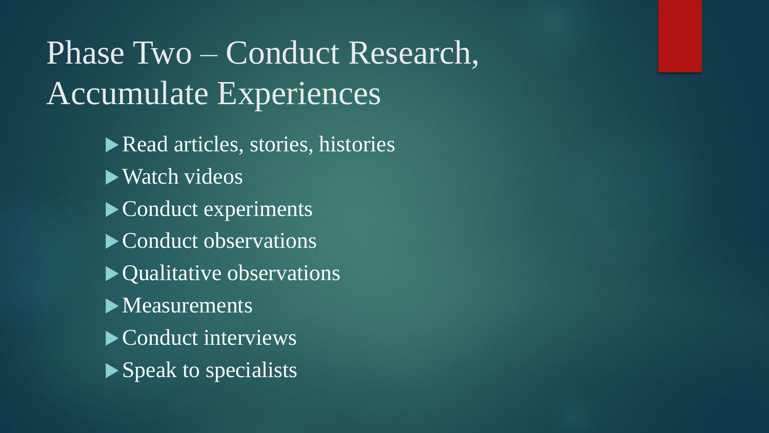# Phase Two – Conduct Research, Accumulate Experiences

- Read articles, stories, histories
- Watch videos
- Conduct experiments
- Conduct observations
- Qualitative observations
- Measurements
- Conduct interviews
- Speak to specialists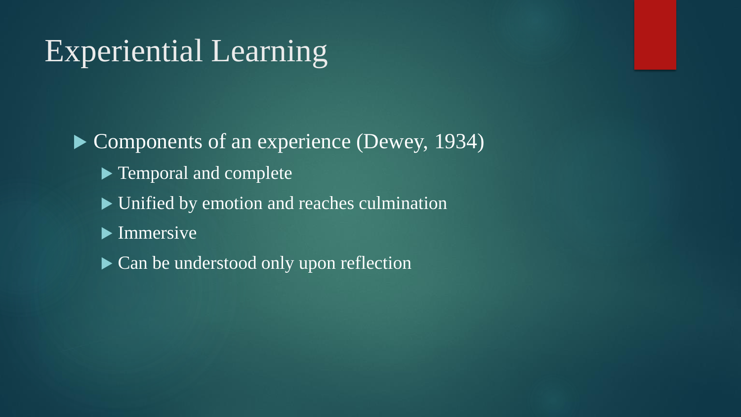# Experiential Learning

- Components of an experience (Dewey, 1934)
  - Temporal and complete
  - Unified by emotion and reaches culmination
  - Immersive
  - Can be understood only upon reflection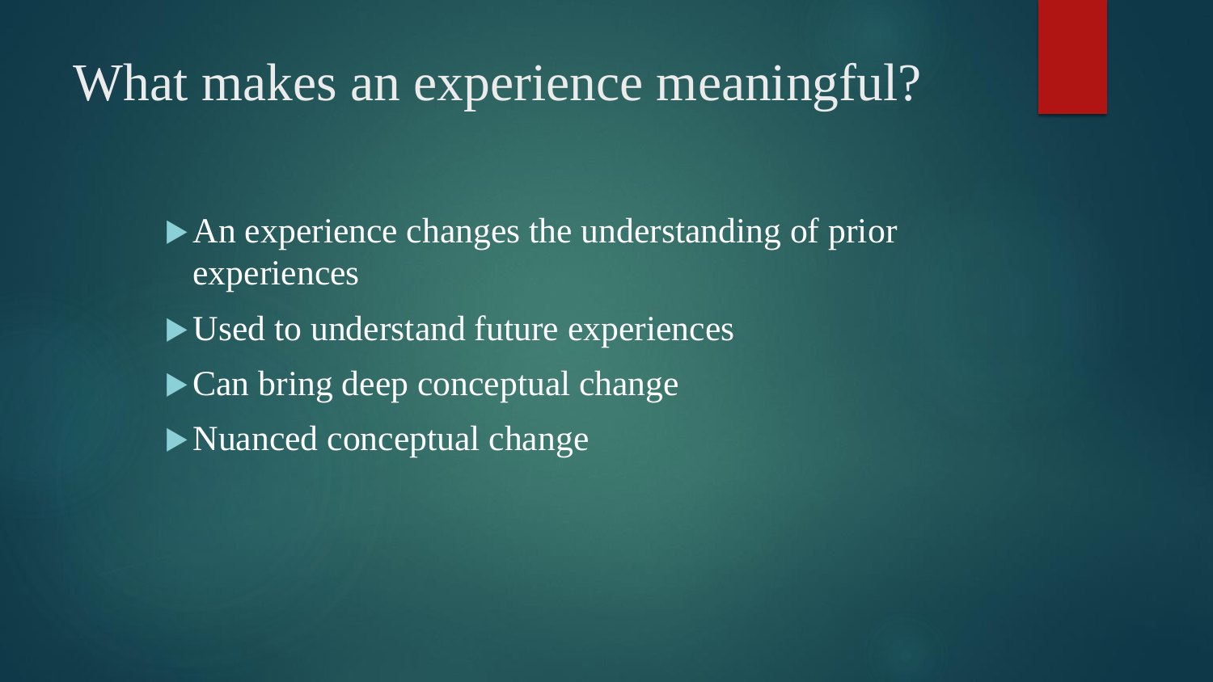# What makes an experience meaningful?

- An experience changes the understanding of prior experiences
- Used to understand future experiences
- Can bring deep conceptual change
- Nuanced conceptual change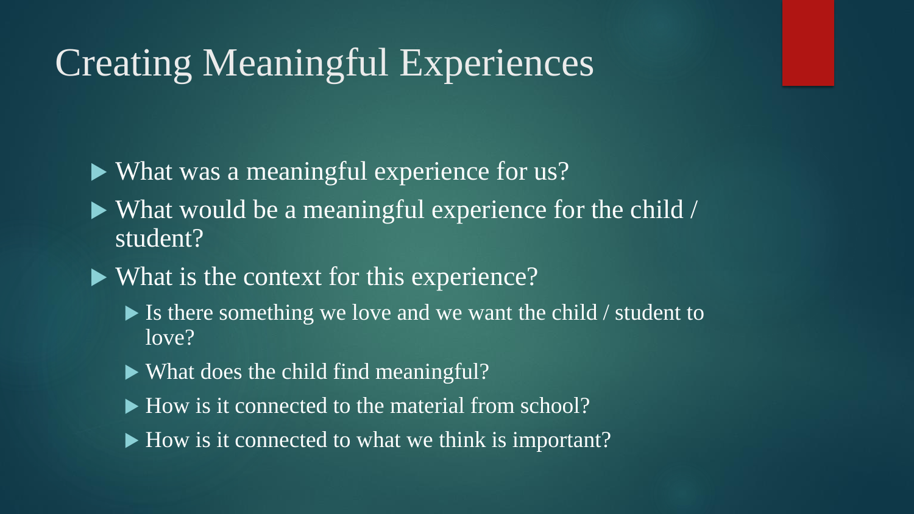# Creating Meaningful Experiences

- What was a meaningful experience for us?
- What would be a meaningful experience for the child / student?
- What is the context for this experience?
  - Is there something we love and we want the child / student to love?
  - What does the child find meaningful?
  - How is it connected to the material from school?
  - How is it connected to what we think is important?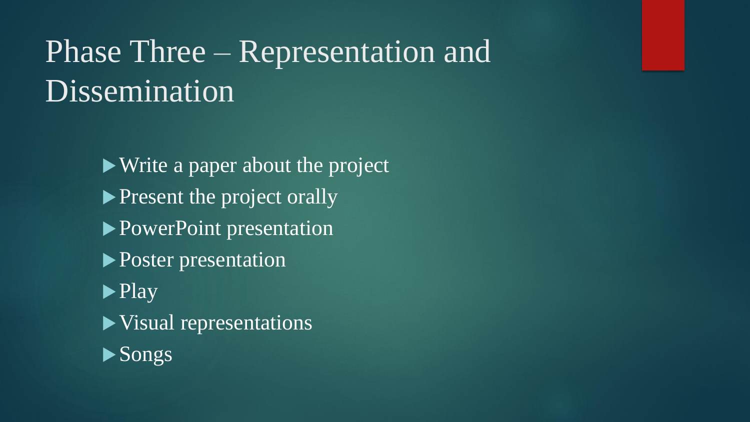# Phase Three – Representation and Dissemination

- Write a paper about the project
- Present the project orally
- PowerPoint presentation
- Poster presentation
- Play
- Visual representations
- Songs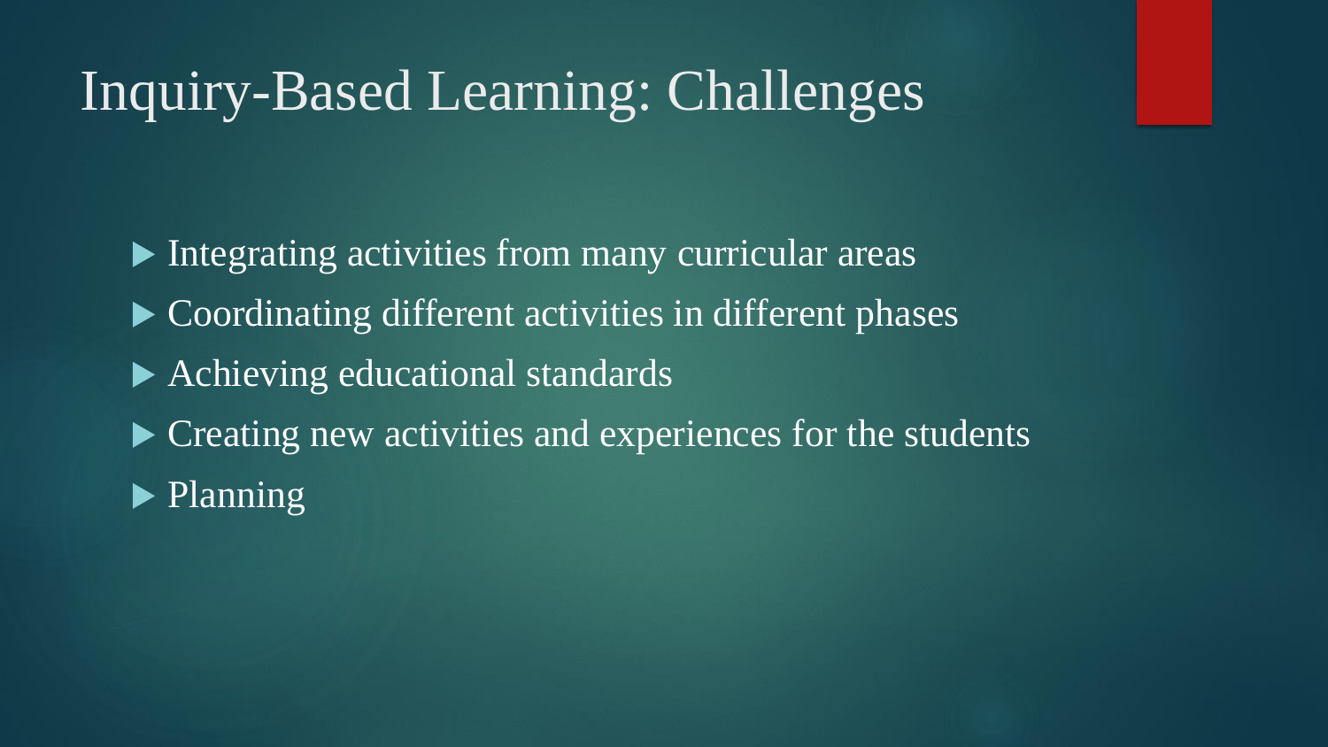# Inquiry-Based Learning: Challenges

- Integrating activities from many curricular areas
- Coordinating different activities in different phases
- Achieving educational standards
- Creating new activities and experiences for the students
- Planning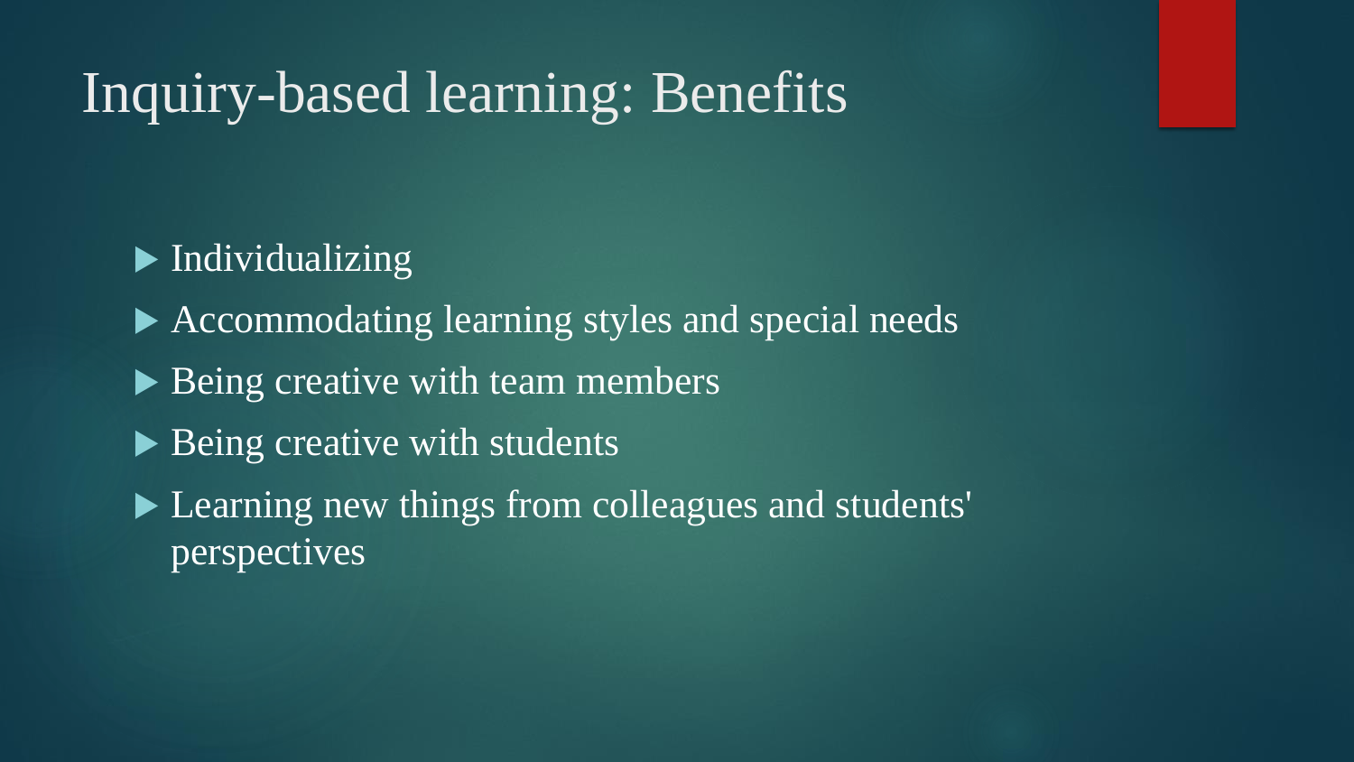# Inquiry-based learning: Benefits

- Individualizing
- Accommodating learning styles and special needs
- Being creative with team members
- Being creative with students
- Learning new things from colleagues and students' perspectives